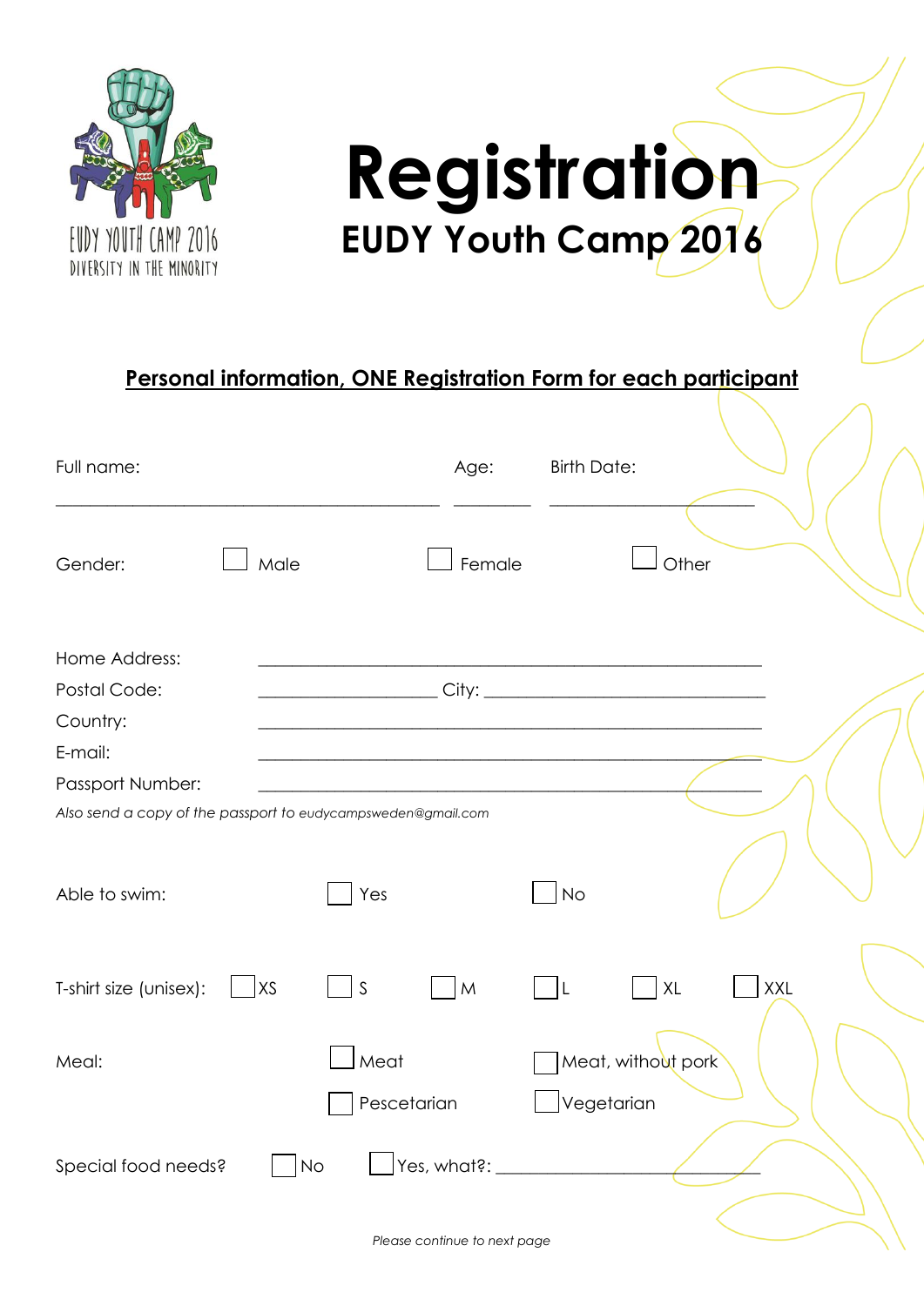EUDY YOUTH CAMP 2016
DIVERSITY IN THE MINORITY

# Registration

## EUDY Youth Camp 2016

**Personal information, ONE Registration Form for each participant**

Full name: ____________________ Age: ________ Birth Date: ____________________

Gender: ☐ Male ☐ Female ☐ Other

Home Address: ____________________

Postal Code: __________ City: ____________________

Country: ____________________

E-mail: ____________________

Passport Number: ____________________

*Also send a copy of the passport to eudycampsweden@gmail.com*

Able to swim: ☐ Yes ☐ No

T-shirt size (unisex): ☐ XS ☐ S ☐ M ☐ L ☐ XL ☐ XXL

Meal: ☐ Meat ☐ Meat, without pork ☐ Pescetarian ☐ Vegetarian

Special food needs? ☐ No ☐ Yes, what?: ____________________

*Please continue to next page*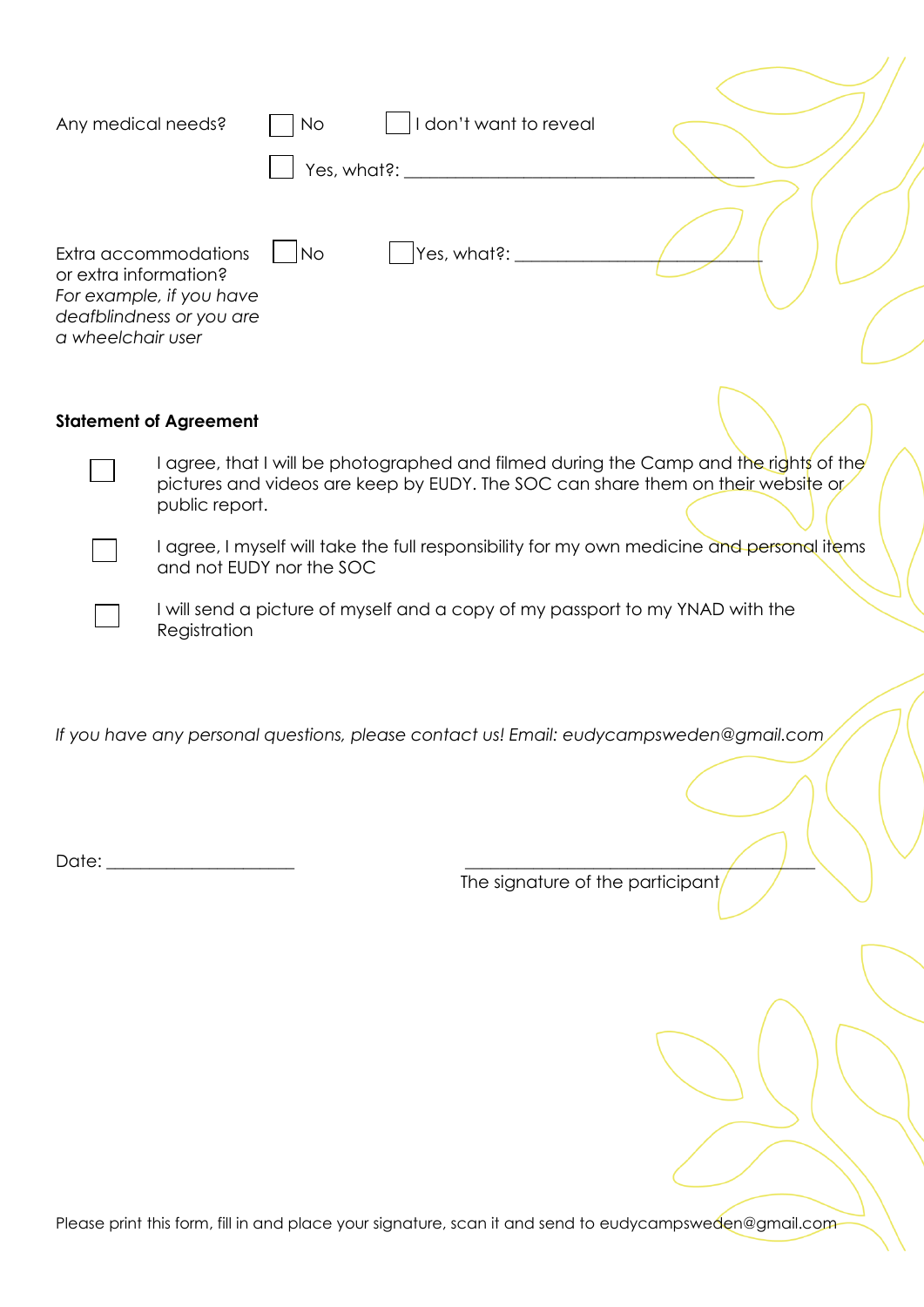Any medical needs? ☐ No ☐ I don't want to reveal

☐ Yes, what?: ________________________________________

Extra accommodations or extra information?
*For example, if you have deafblindness or you are a wheelchair user*

☐ No ☐ Yes, what?: ____________________________

**Statement of Agreement**

☐ I agree, that I will be photographed and filmed during the Camp and the rights of the pictures and videos are keep by EUDY. The SOC can share them on their website or public report.

☐ I agree, I myself will take the full responsibility for my own medicine and personal items and not EUDY nor the SOC

☐ I will send a picture of myself and a copy of my passport to my YNAD with the Registration

*If you have any personal questions, please contact us! Email: eudycampsweden@gmail.com*

Date: ______________________

________________________________________
The signature of the participant

Please print this form, fill in and place your signature, scan it and send to eudycampsweden@gmail.com